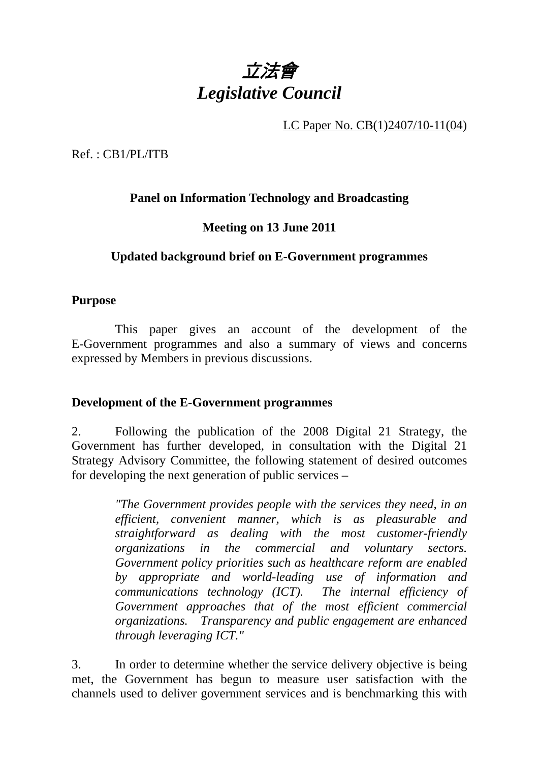# *立法會*
# *Legislative Council*

LC Paper No. CB(1)2407/10-11(04)

Ref. : CB1/PL/ITB

**Panel on Information Technology and Broadcasting**

**Meeting on 13 June 2011**

**Updated background brief on E-Government programmes**

**Purpose**

This paper gives an account of the development of the E-Government programmes and also a summary of views and concerns expressed by Members in previous discussions.

**Development of the E-Government programmes**

2. Following the publication of the 2008 Digital 21 Strategy, the Government has further developed, in consultation with the Digital 21 Strategy Advisory Committee, the following statement of desired outcomes for developing the next generation of public services –

> *"The Government provides people with the services they need, in an efficient, convenient manner, which is as pleasurable and straightforward as dealing with the most customer-friendly organizations in the commercial and voluntary sectors. Government policy priorities such as healthcare reform are enabled by appropriate and world-leading use of information and communications technology (ICT). The internal efficiency of Government approaches that of the most efficient commercial organizations. Transparency and public engagement are enhanced through leveraging ICT."*

3. In order to determine whether the service delivery objective is being met, the Government has begun to measure user satisfaction with the channels used to deliver government services and is benchmarking this with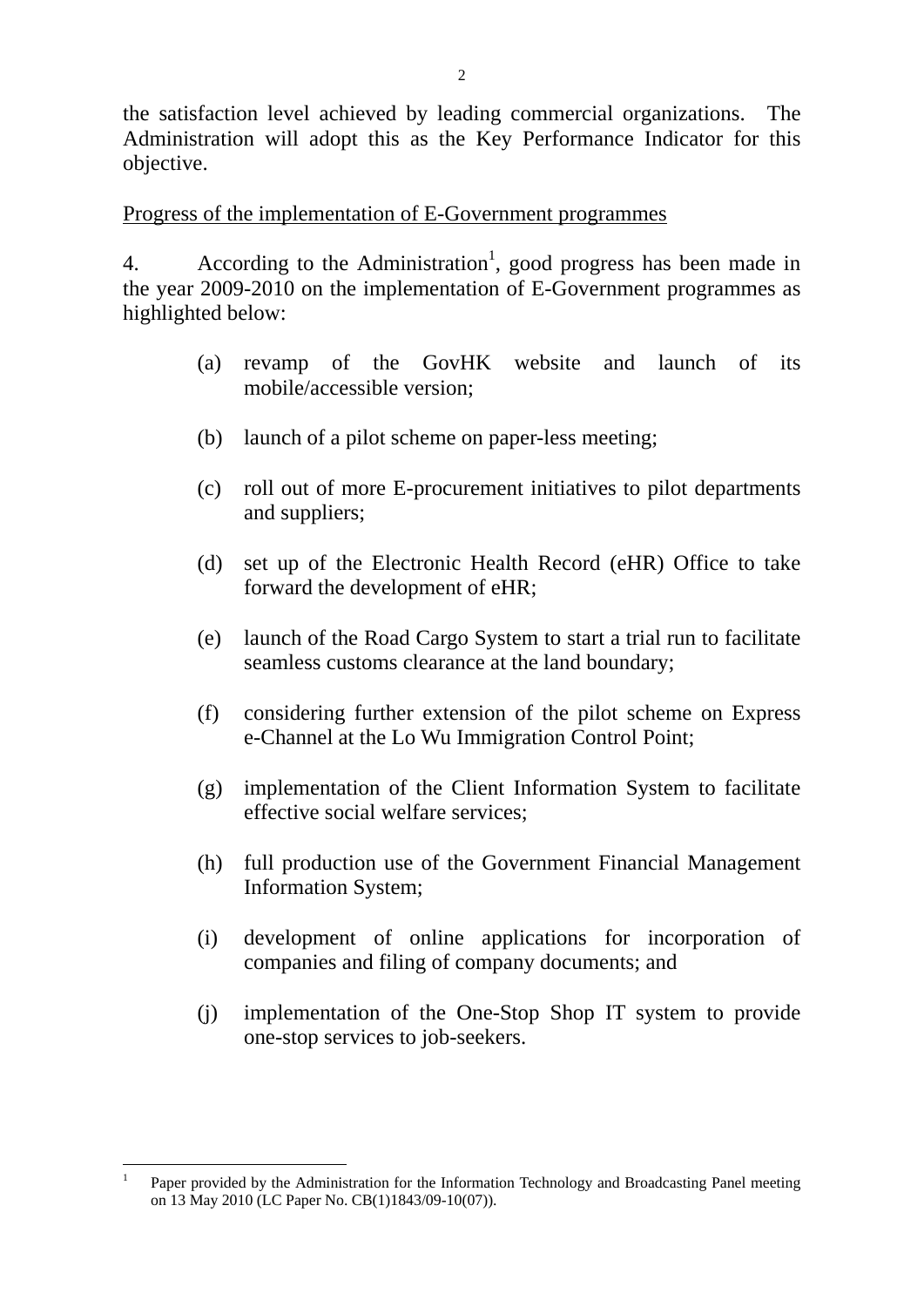the satisfaction level achieved by leading commercial organizations. The Administration will adopt this as the Key Performance Indicator for this objective.

Progress of the implementation of E-Government programmes

4. According to the Administration[1], good progress has been made in the year 2009-2010 on the implementation of E-Government programmes as highlighted below:

(a) revamp of the GovHK website and launch of its mobile/accessible version;

(b) launch of a pilot scheme on paper-less meeting;

(c) roll out of more E-procurement initiatives to pilot departments and suppliers;

(d) set up of the Electronic Health Record (eHR) Office to take forward the development of eHR;

(e) launch of the Road Cargo System to start a trial run to facilitate seamless customs clearance at the land boundary;

(f) considering further extension of the pilot scheme on Express e-Channel at the Lo Wu Immigration Control Point;

(g) implementation of the Client Information System to facilitate effective social welfare services;

(h) full production use of the Government Financial Management Information System;

(i) development of online applications for incorporation of companies and filing of company documents; and

(j) implementation of the One-Stop Shop IT system to provide one-stop services to job-seekers.

---

[1] Paper provided by the Administration for the Information Technology and Broadcasting Panel meeting on 13 May 2010 (LC Paper No. CB(1)1843/09-10(07)).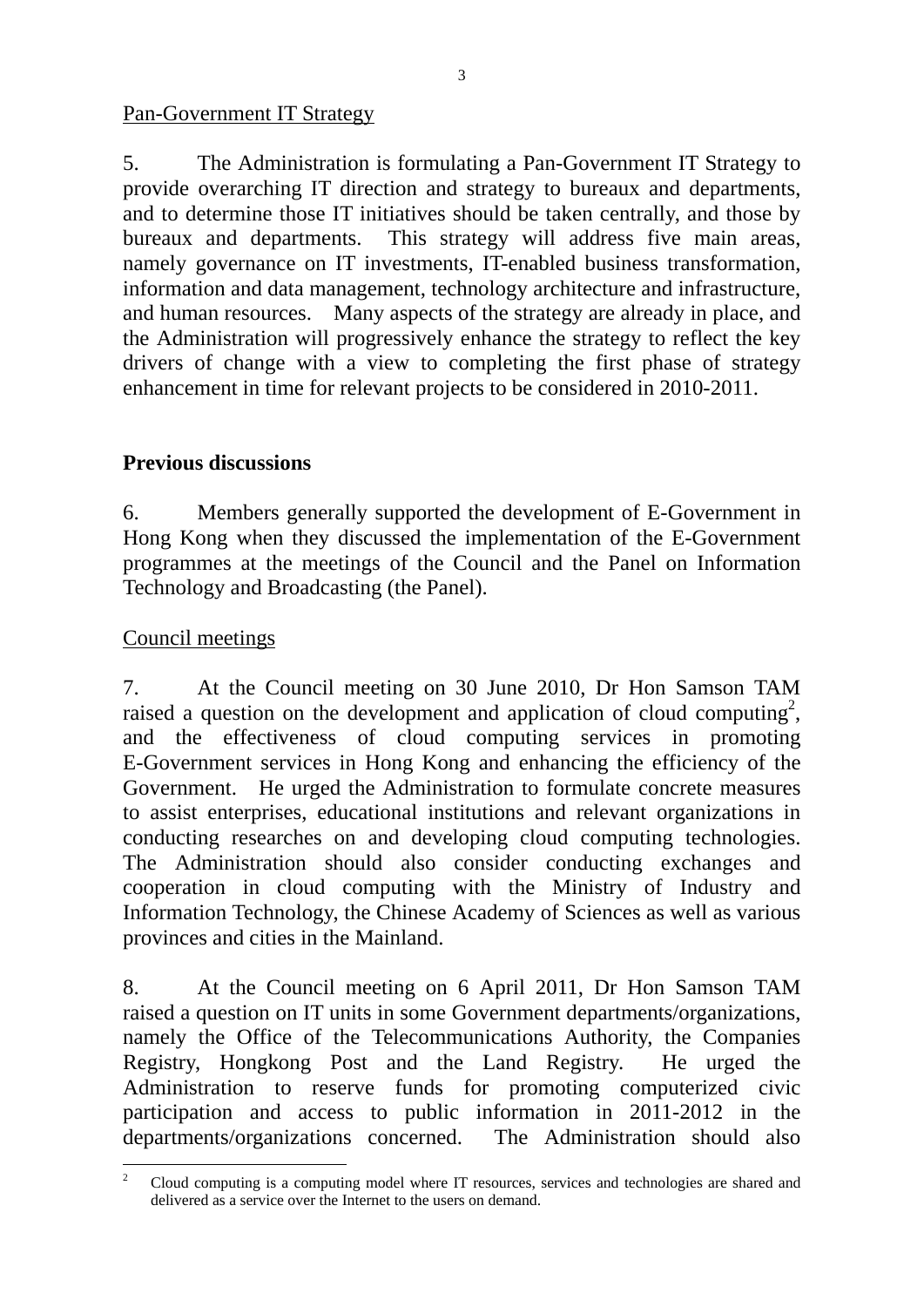Pan-Government IT Strategy

5. The Administration is formulating a Pan-Government IT Strategy to provide overarching IT direction and strategy to bureaux and departments, and to determine those IT initiatives should be taken centrally, and those by bureaux and departments. This strategy will address five main areas, namely governance on IT investments, IT-enabled business transformation, information and data management, technology architecture and infrastructure, and human resources. Many aspects of the strategy are already in place, and the Administration will progressively enhance the strategy to reflect the key drivers of change with a view to completing the first phase of strategy enhancement in time for relevant projects to be considered in 2010-2011.

**Previous discussions**

6. Members generally supported the development of E-Government in Hong Kong when they discussed the implementation of the E-Government programmes at the meetings of the Council and the Panel on Information Technology and Broadcasting (the Panel).

Council meetings

7. At the Council meeting on 30 June 2010, Dr Hon Samson TAM raised a question on the development and application of cloud computing[2], and the effectiveness of cloud computing services in promoting E-Government services in Hong Kong and enhancing the efficiency of the Government. He urged the Administration to formulate concrete measures to assist enterprises, educational institutions and relevant organizations in conducting researches on and developing cloud computing technologies. The Administration should also consider conducting exchanges and cooperation in cloud computing with the Ministry of Industry and Information Technology, the Chinese Academy of Sciences as well as various provinces and cities in the Mainland.

8. At the Council meeting on 6 April 2011, Dr Hon Samson TAM raised a question on IT units in some Government departments/organizations, namely the Office of the Telecommunications Authority, the Companies Registry, Hongkong Post and the Land Registry. He urged the Administration to reserve funds for promoting computerized civic participation and access to public information in 2011-2012 in the departments/organizations concerned. The Administration should also

---

[2] Cloud computing is a computing model where IT resources, services and technologies are shared and delivered as a service over the Internet to the users on demand.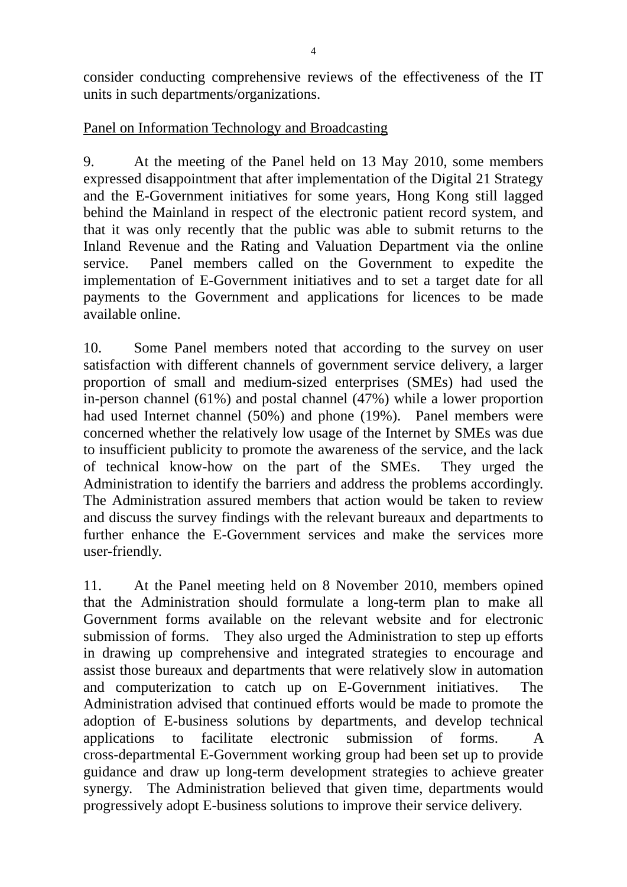consider conducting comprehensive reviews of the effectiveness of the IT units in such departments/organizations.

<u>Panel on Information Technology and Broadcasting</u>

9. At the meeting of the Panel held on 13 May 2010, some members expressed disappointment that after implementation of the Digital 21 Strategy and the E-Government initiatives for some years, Hong Kong still lagged behind the Mainland in respect of the electronic patient record system, and that it was only recently that the public was able to submit returns to the Inland Revenue and the Rating and Valuation Department via the online service. Panel members called on the Government to expedite the implementation of E-Government initiatives and to set a target date for all payments to the Government and applications for licences to be made available online.

10. Some Panel members noted that according to the survey on user satisfaction with different channels of government service delivery, a larger proportion of small and medium-sized enterprises (SMEs) had used the in-person channel (61%) and postal channel (47%) while a lower proportion had used Internet channel (50%) and phone (19%). Panel members were concerned whether the relatively low usage of the Internet by SMEs was due to insufficient publicity to promote the awareness of the service, and the lack of technical know-how on the part of the SMEs. They urged the Administration to identify the barriers and address the problems accordingly. The Administration assured members that action would be taken to review and discuss the survey findings with the relevant bureaux and departments to further enhance the E-Government services and make the services more user-friendly.

11. At the Panel meeting held on 8 November 2010, members opined that the Administration should formulate a long-term plan to make all Government forms available on the relevant website and for electronic submission of forms. They also urged the Administration to step up efforts in drawing up comprehensive and integrated strategies to encourage and assist those bureaux and departments that were relatively slow in automation and computerization to catch up on E-Government initiatives. The Administration advised that continued efforts would be made to promote the adoption of E-business solutions by departments, and develop technical applications to facilitate electronic submission of forms. A cross-departmental E-Government working group had been set up to provide guidance and draw up long-term development strategies to achieve greater synergy. The Administration believed that given time, departments would progressively adopt E-business solutions to improve their service delivery.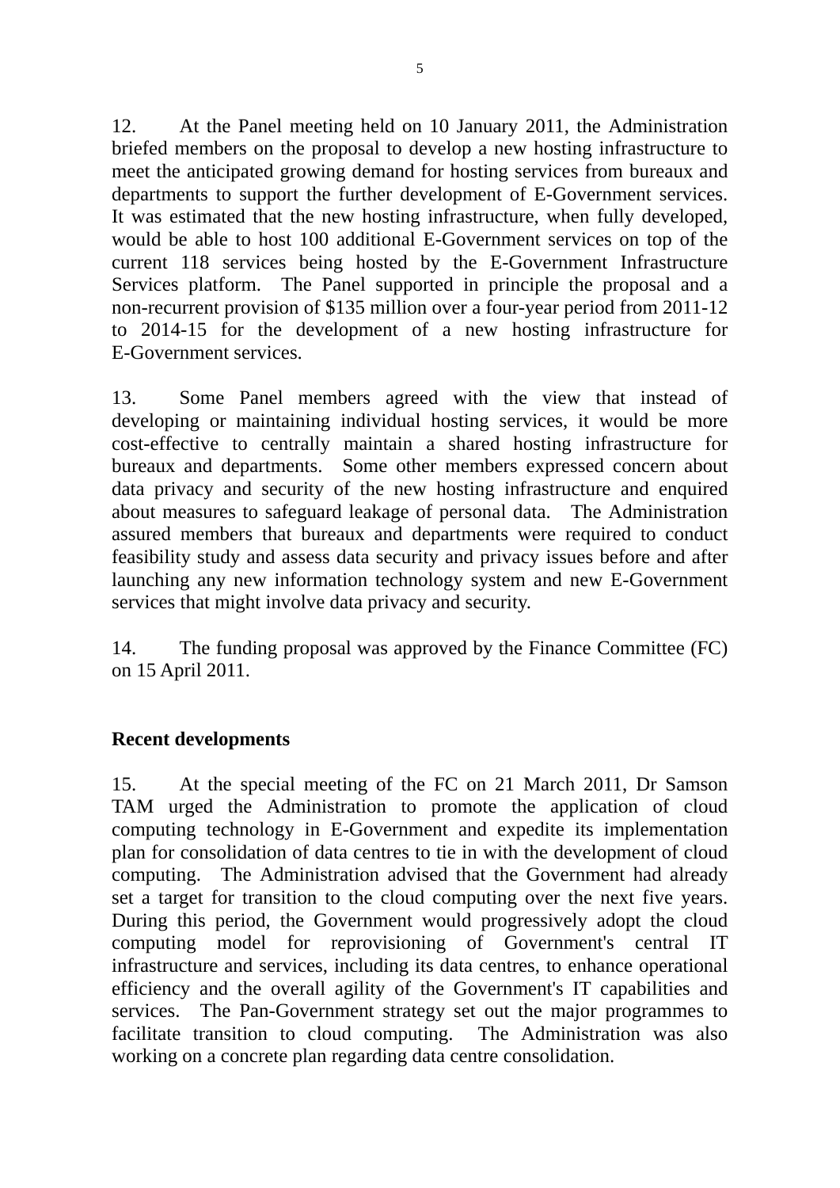12. At the Panel meeting held on 10 January 2011, the Administration briefed members on the proposal to develop a new hosting infrastructure to meet the anticipated growing demand for hosting services from bureaux and departments to support the further development of E-Government services. It was estimated that the new hosting infrastructure, when fully developed, would be able to host 100 additional E-Government services on top of the current 118 services being hosted by the E-Government Infrastructure Services platform. The Panel supported in principle the proposal and a non-recurrent provision of $135 million over a four-year period from 2011-12 to 2014-15 for the development of a new hosting infrastructure for E-Government services.

13. Some Panel members agreed with the view that instead of developing or maintaining individual hosting services, it would be more cost-effective to centrally maintain a shared hosting infrastructure for bureaux and departments. Some other members expressed concern about data privacy and security of the new hosting infrastructure and enquired about measures to safeguard leakage of personal data. The Administration assured members that bureaux and departments were required to conduct feasibility study and assess data security and privacy issues before and after launching any new information technology system and new E-Government services that might involve data privacy and security.

14. The funding proposal was approved by the Finance Committee (FC) on 15 April 2011.

**Recent developments**

15. At the special meeting of the FC on 21 March 2011, Dr Samson TAM urged the Administration to promote the application of cloud computing technology in E-Government and expedite its implementation plan for consolidation of data centres to tie in with the development of cloud computing. The Administration advised that the Government had already set a target for transition to the cloud computing over the next five years. During this period, the Government would progressively adopt the cloud computing model for reprovisioning of Government's central IT infrastructure and services, including its data centres, to enhance operational efficiency and the overall agility of the Government's IT capabilities and services. The Pan-Government strategy set out the major programmes to facilitate transition to cloud computing. The Administration was also working on a concrete plan regarding data centre consolidation.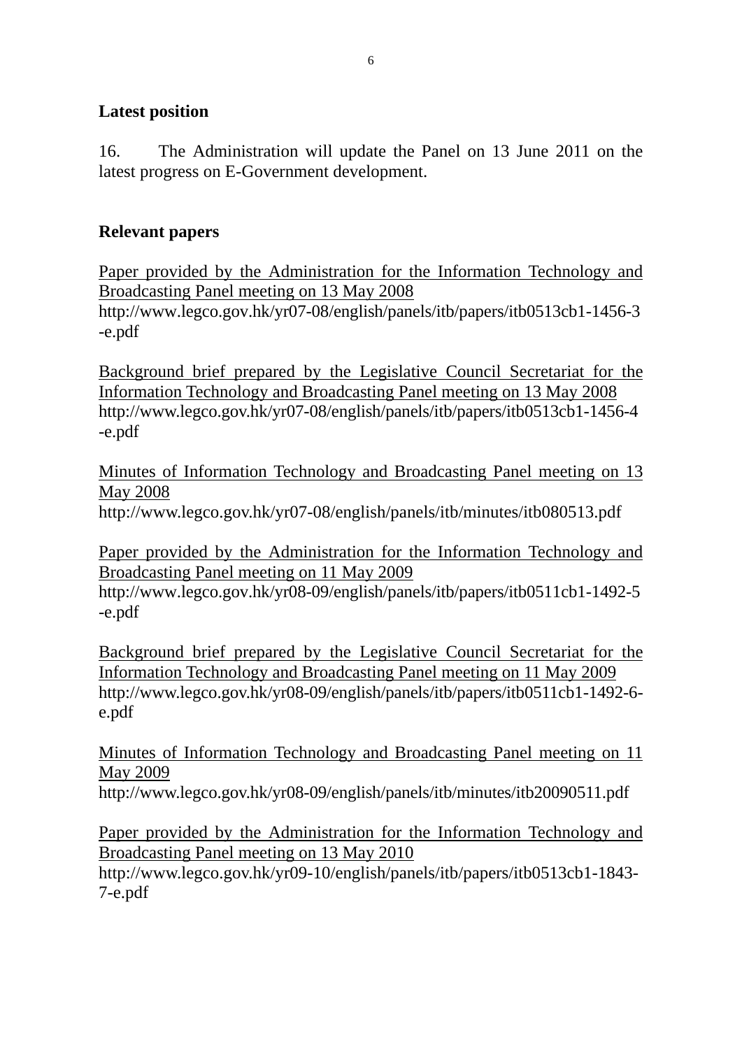**Latest position**

16. The Administration will update the Panel on 13 June 2011 on the latest progress on E-Government development.

**Relevant papers**

Paper provided by the Administration for the Information Technology and Broadcasting Panel meeting on 13 May 2008
http://www.legco.gov.hk/yr07-08/english/panels/itb/papers/itb0513cb1-1456-3-e.pdf

Background brief prepared by the Legislative Council Secretariat for the Information Technology and Broadcasting Panel meeting on 13 May 2008
http://www.legco.gov.hk/yr07-08/english/panels/itb/papers/itb0513cb1-1456-4-e.pdf

Minutes of Information Technology and Broadcasting Panel meeting on 13 May 2008
http://www.legco.gov.hk/yr07-08/english/panels/itb/minutes/itb080513.pdf

Paper provided by the Administration for the Information Technology and Broadcasting Panel meeting on 11 May 2009
http://www.legco.gov.hk/yr08-09/english/panels/itb/papers/itb0511cb1-1492-5-e.pdf

Background brief prepared by the Legislative Council Secretariat for the Information Technology and Broadcasting Panel meeting on 11 May 2009
http://www.legco.gov.hk/yr08-09/english/panels/itb/papers/itb0511cb1-1492-6-e.pdf

Minutes of Information Technology and Broadcasting Panel meeting on 11 May 2009
http://www.legco.gov.hk/yr08-09/english/panels/itb/minutes/itb20090511.pdf

Paper provided by the Administration for the Information Technology and Broadcasting Panel meeting on 13 May 2010
http://www.legco.gov.hk/yr09-10/english/panels/itb/papers/itb0513cb1-1843-7-e.pdf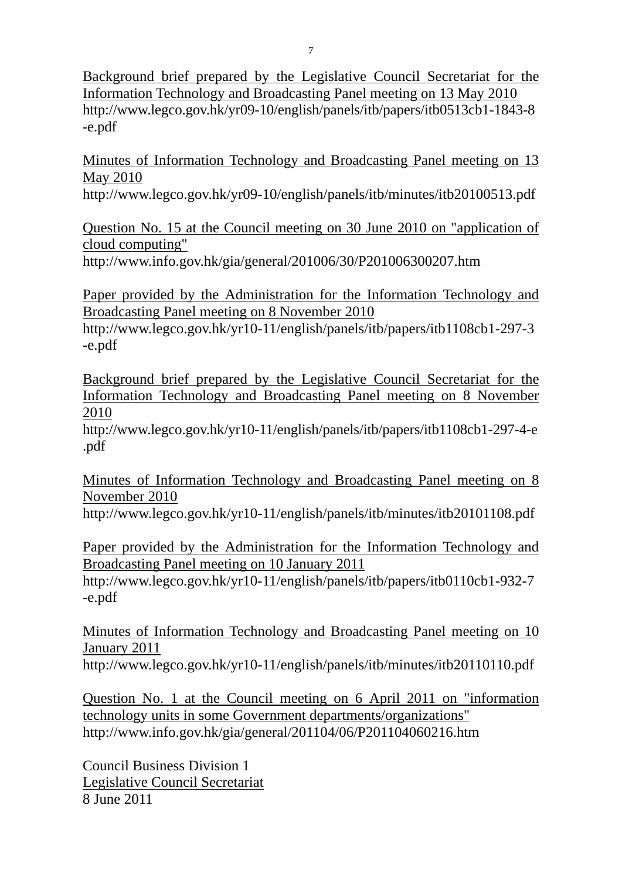Background brief prepared by the Legislative Council Secretariat for the Information Technology and Broadcasting Panel meeting on 13 May 2010
http://www.legco.gov.hk/yr09-10/english/panels/itb/papers/itb0513cb1-1843-8-e.pdf

Minutes of Information Technology and Broadcasting Panel meeting on 13 May 2010
http://www.legco.gov.hk/yr09-10/english/panels/itb/minutes/itb20100513.pdf

Question No. 15 at the Council meeting on 30 June 2010 on "application of cloud computing"
http://www.info.gov.hk/gia/general/201006/30/P201006300207.htm

Paper provided by the Administration for the Information Technology and Broadcasting Panel meeting on 8 November 2010
http://www.legco.gov.hk/yr10-11/english/panels/itb/papers/itb1108cb1-297-3-e.pdf

Background brief prepared by the Legislative Council Secretariat for the Information Technology and Broadcasting Panel meeting on 8 November 2010
http://www.legco.gov.hk/yr10-11/english/panels/itb/papers/itb1108cb1-297-4-e.pdf

Minutes of Information Technology and Broadcasting Panel meeting on 8 November 2010
http://www.legco.gov.hk/yr10-11/english/panels/itb/minutes/itb20101108.pdf

Paper provided by the Administration for the Information Technology and Broadcasting Panel meeting on 10 January 2011
http://www.legco.gov.hk/yr10-11/english/panels/itb/papers/itb0110cb1-932-7-e.pdf

Minutes of Information Technology and Broadcasting Panel meeting on 10 January 2011
http://www.legco.gov.hk/yr10-11/english/panels/itb/minutes/itb20110110.pdf

Question No. 1 at the Council meeting on 6 April 2011 on "information technology units in some Government departments/organizations"
http://www.info.gov.hk/gia/general/201104/06/P201104060216.htm

Council Business Division 1
Legislative Council Secretariat
8 June 2011